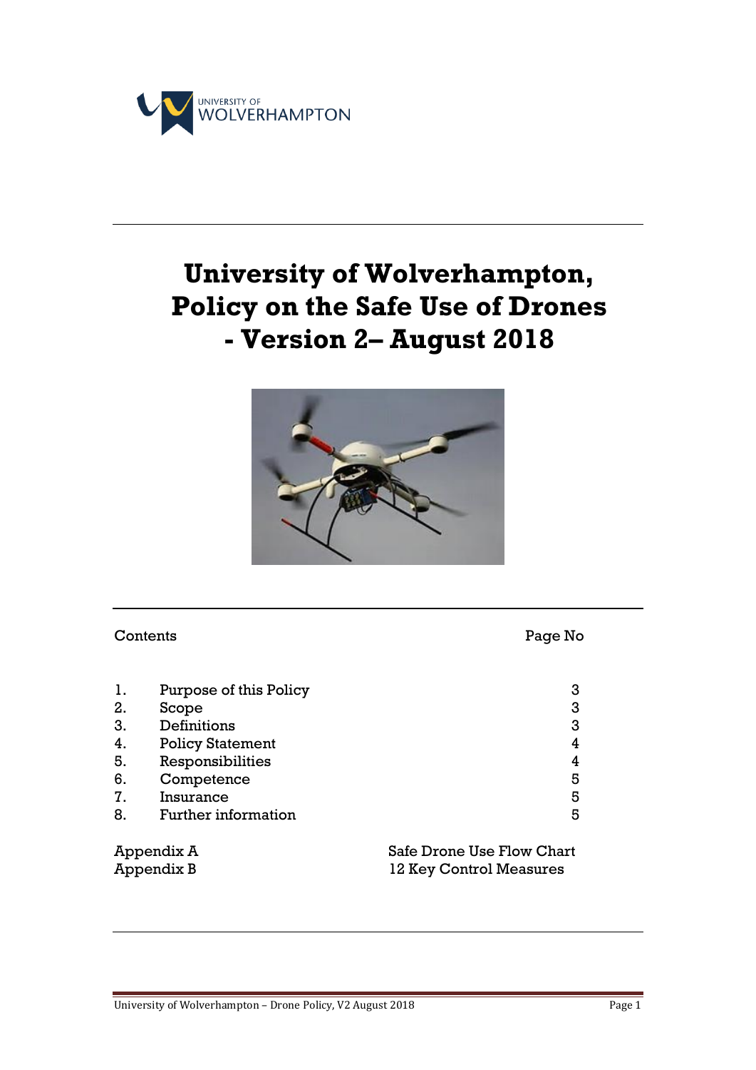# University of Wolverhampton, Policy on the Safe Use of Drones - Version 2– August 2018

| Contents | | Page No |
|---|---|---|
| 1. | Purpose of this Policy | 3 |
| 2. | Scope | 3 |
| 3. | Definitions | 3 |
| 4. | Policy Statement | 4 |
| 5. | Responsibilities | 4 |
| 6. | Competence | 5 |
| 7. | Insurance | 5 |
| 8. | Further information | 5 |

Appendix A — Safe Drone Use Flow Chart

Appendix B — 12 Key Control Measures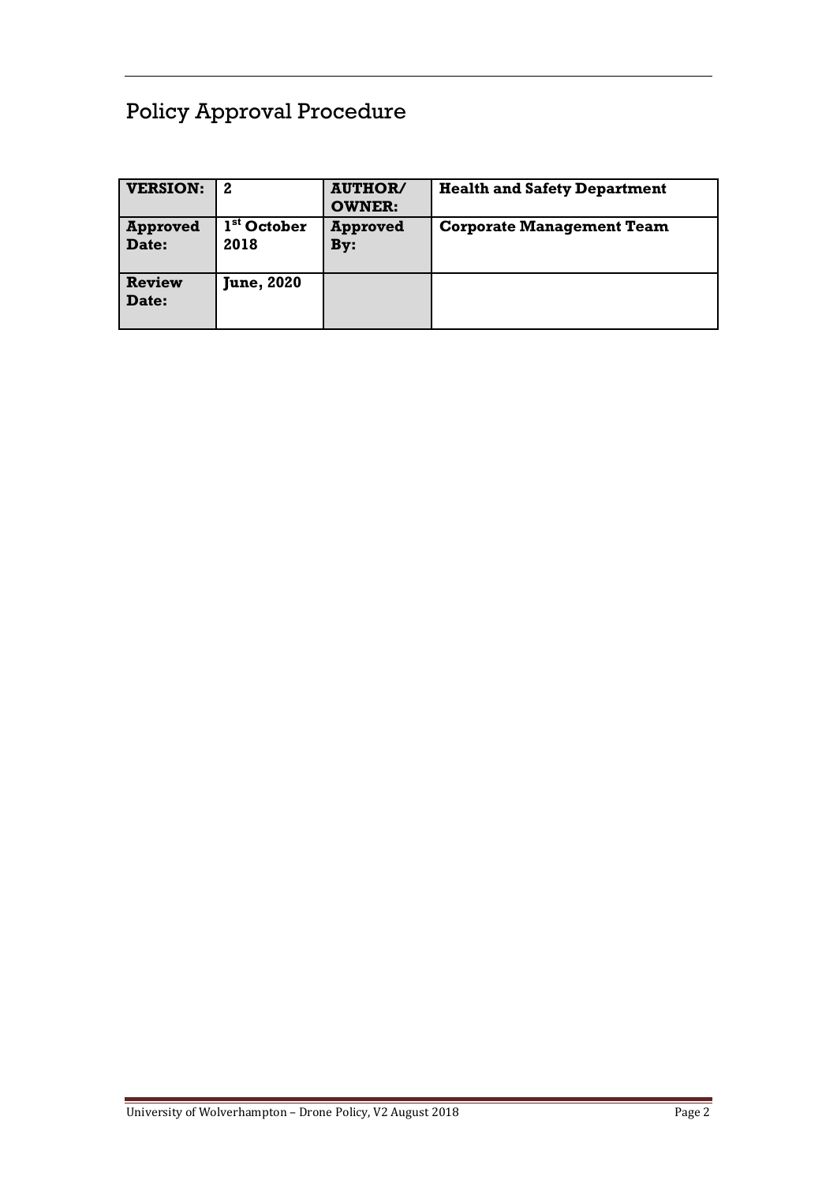## Policy Approval Procedure

| **VERSION:** | **2** | **AUTHOR/ OWNER:** | **Health and Safety Department** |
|---|---|---|---|
| **Approved Date:** | **1st October 2018** | **Approved By:** | **Corporate Management Team** |
| **Review Date:** | **June, 2020** | | |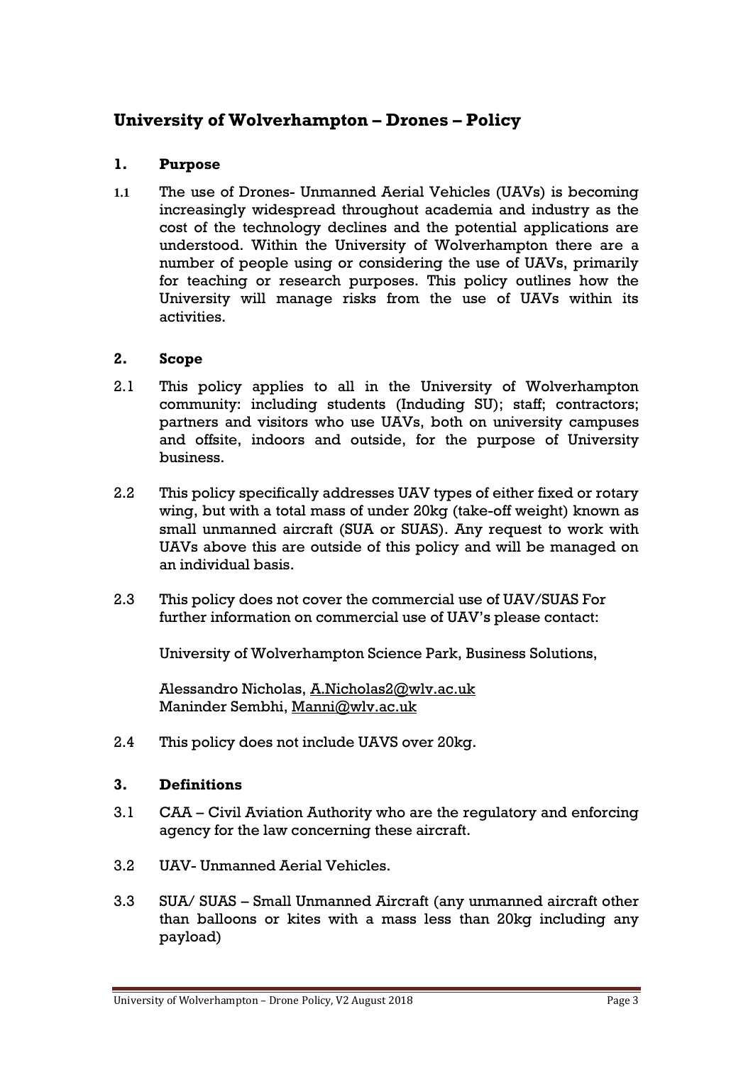# University of Wolverhampton – Drones – Policy

## 1. Purpose

1.1 The use of Drones- Unmanned Aerial Vehicles (UAVs) is becoming increasingly widespread throughout academia and industry as the cost of the technology declines and the potential applications are understood. Within the University of Wolverhampton there are a number of people using or considering the use of UAVs, primarily for teaching or research purposes. This policy outlines how the University will manage risks from the use of UAVs within its activities.

## 2. Scope

2.1 This policy applies to all in the University of Wolverhampton community: including students (Induding SU); staff; contractors; partners and visitors who use UAVs, both on university campuses and offsite, indoors and outside, for the purpose of University business.

2.2 This policy specifically addresses UAV types of either fixed or rotary wing, but with a total mass of under 20kg (take-off weight) known as small unmanned aircraft (SUA or SUAS). Any request to work with UAVs above this are outside of this policy and will be managed on an individual basis.

2.3 This policy does not cover the commercial use of UAV/SUAS For further information on commercial use of UAV's please contact:

University of Wolverhampton Science Park, Business Solutions,

Alessandro Nicholas, A.Nicholas2@wlv.ac.uk
Maninder Sembhi, Manni@wlv.ac.uk

2.4 This policy does not include UAVS over 20kg.

## 3. Definitions

3.1 CAA – Civil Aviation Authority who are the regulatory and enforcing agency for the law concerning these aircraft.

3.2 UAV- Unmanned Aerial Vehicles.

3.3 SUA/ SUAS – Small Unmanned Aircraft (any unmanned aircraft other than balloons or kites with a mass less than 20kg including any payload)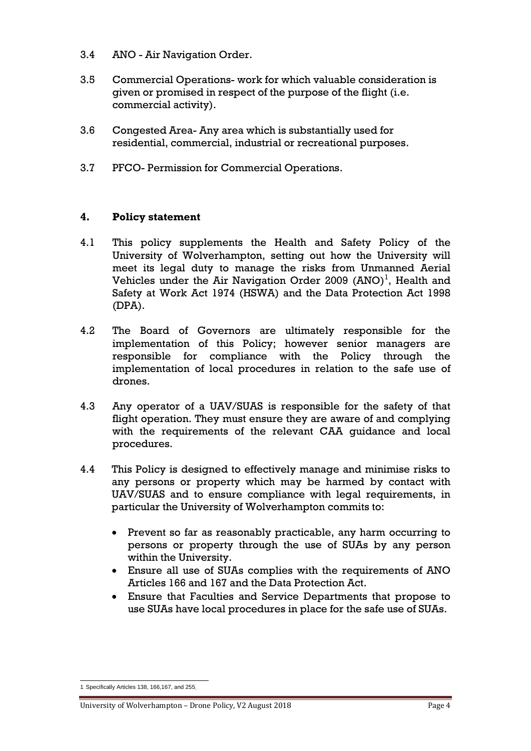3.4 ANO - Air Navigation Order.

3.5 Commercial Operations- work for which valuable consideration is given or promised in respect of the purpose of the flight (i.e. commercial activity).

3.6 Congested Area- Any area which is substantially used for residential, commercial, industrial or recreational purposes.

3.7 PFCO- Permission for Commercial Operations.

## 4. Policy statement

4.1 This policy supplements the Health and Safety Policy of the University of Wolverhampton, setting out how the University will meet its legal duty to manage the risks from Unmanned Aerial Vehicles under the Air Navigation Order 2009 (ANO)[1], Health and Safety at Work Act 1974 (HSWA) and the Data Protection Act 1998 (DPA).

4.2 The Board of Governors are ultimately responsible for the implementation of this Policy; however senior managers are responsible for compliance with the Policy through the implementation of local procedures in relation to the safe use of drones.

4.3 Any operator of a UAV/SUAS is responsible for the safety of that flight operation. They must ensure they are aware of and complying with the requirements of the relevant CAA guidance and local procedures.

4.4 This Policy is designed to effectively manage and minimise risks to any persons or property which may be harmed by contact with UAV/SUAS and to ensure compliance with legal requirements, in particular the University of Wolverhampton commits to:

- Prevent so far as reasonably practicable, any harm occurring to persons or property through the use of SUAs by any person within the University.
- Ensure all use of SUAs complies with the requirements of ANO Articles 166 and 167 and the Data Protection Act.
- Ensure that Faculties and Service Departments that propose to use SUAs have local procedures in place for the safe use of SUAs.

1 Specifically Articles 138, 166,167, and 255.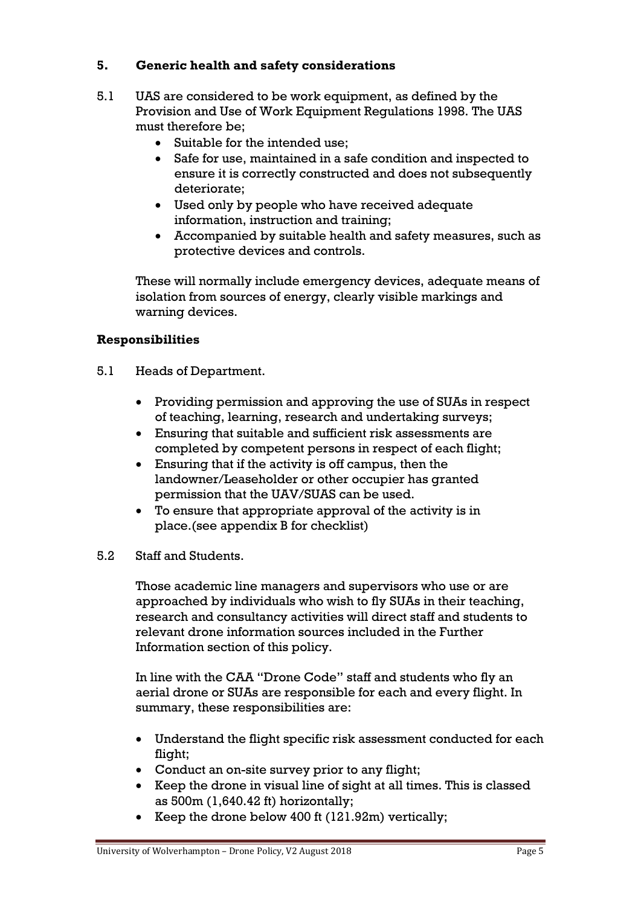## 5. Generic health and safety considerations

5.1 UAS are considered to be work equipment, as defined by the Provision and Use of Work Equipment Regulations 1998. The UAS must therefore be;

- Suitable for the intended use;
- Safe for use, maintained in a safe condition and inspected to ensure it is correctly constructed and does not subsequently deteriorate;
- Used only by people who have received adequate information, instruction and training;
- Accompanied by suitable health and safety measures, such as protective devices and controls.

These will normally include emergency devices, adequate means of isolation from sources of energy, clearly visible markings and warning devices.

### Responsibilities

5.1 Heads of Department.

- Providing permission and approving the use of SUAs in respect of teaching, learning, research and undertaking surveys;
- Ensuring that suitable and sufficient risk assessments are completed by competent persons in respect of each flight;
- Ensuring that if the activity is off campus, then the landowner/Leaseholder or other occupier has granted permission that the UAV/SUAS can be used.
- To ensure that appropriate approval of the activity is in place.(see appendix B for checklist)

5.2 Staff and Students.

Those academic line managers and supervisors who use or are approached by individuals who wish to fly SUAs in their teaching, research and consultancy activities will direct staff and students to relevant drone information sources included in the Further Information section of this policy.

In line with the CAA "Drone Code" staff and students who fly an aerial drone or SUAs are responsible for each and every flight. In summary, these responsibilities are:

- Understand the flight specific risk assessment conducted for each flight;
- Conduct an on-site survey prior to any flight;
- Keep the drone in visual line of sight at all times. This is classed as 500m (1,640.42 ft) horizontally;
- Keep the drone below 400 ft (121.92m) vertically;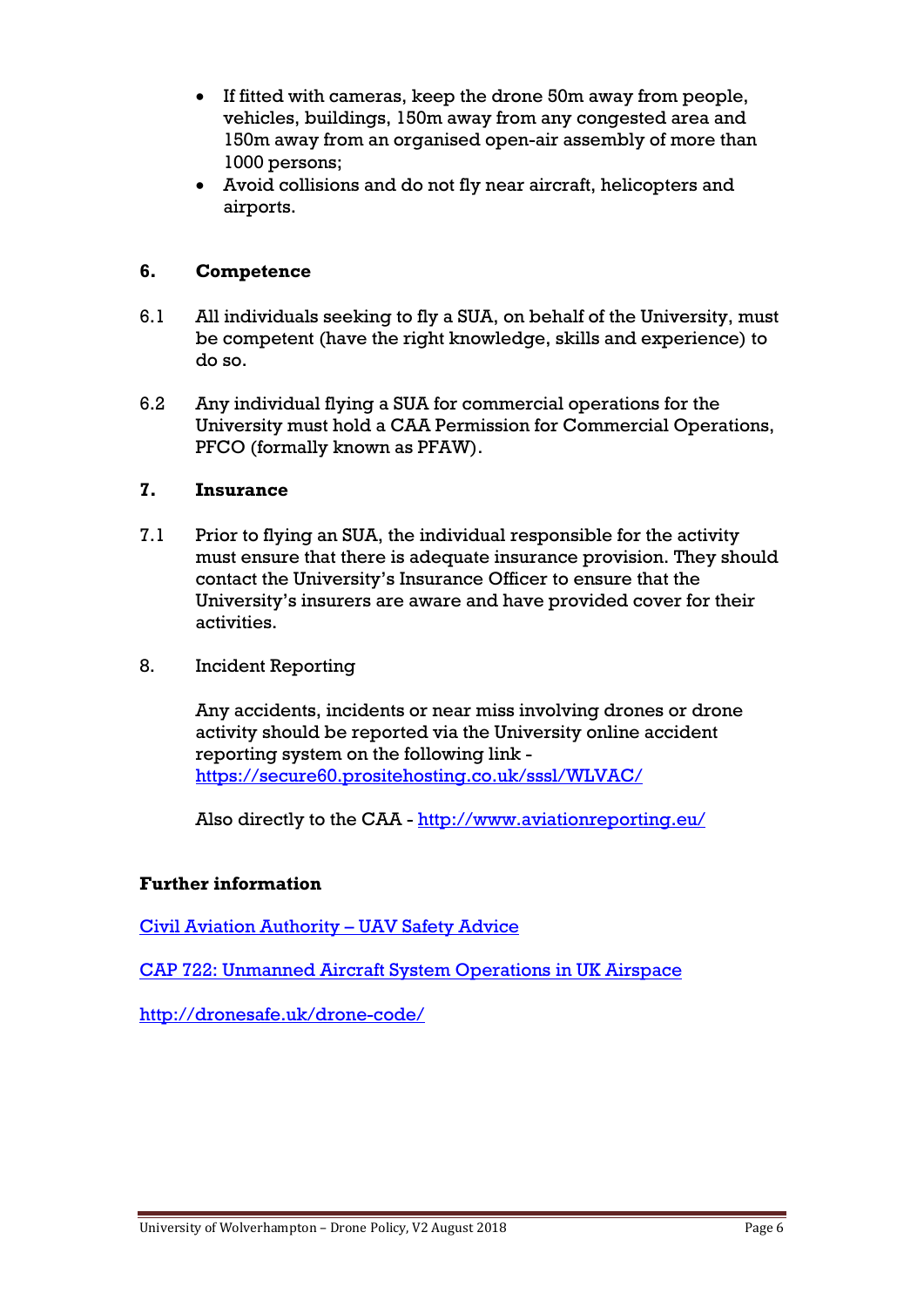- If fitted with cameras, keep the drone 50m away from people, vehicles, buildings, 150m away from any congested area and 150m away from an organised open-air assembly of more than 1000 persons;
- Avoid collisions and do not fly near aircraft, helicopters and airports.

## 6. Competence

6.1 All individuals seeking to fly a SUA, on behalf of the University, must be competent (have the right knowledge, skills and experience) to do so.

6.2 Any individual flying a SUA for commercial operations for the University must hold a CAA Permission for Commercial Operations, PFCO (formally known as PFAW).

## 7. Insurance

7.1 Prior to flying an SUA, the individual responsible for the activity must ensure that there is adequate insurance provision. They should contact the University's Insurance Officer to ensure that the University's insurers are aware and have provided cover for their activities.

8. Incident Reporting

Any accidents, incidents or near miss involving drones or drone activity should be reported via the University online accident reporting system on the following link - [https://secure60.prositehosting.co.uk/sssl/WLVAC/](https://secure60.prositehosting.co.uk/sssl/WLVAC/)

Also directly to the CAA - [http://www.aviationreporting.eu/](http://www.aviationreporting.eu/)

**Further information**

Civil Aviation Authority – UAV Safety Advice

CAP 722: Unmanned Aircraft System Operations in UK Airspace

[http://dronesafe.uk/drone-code/](http://dronesafe.uk/drone-code/)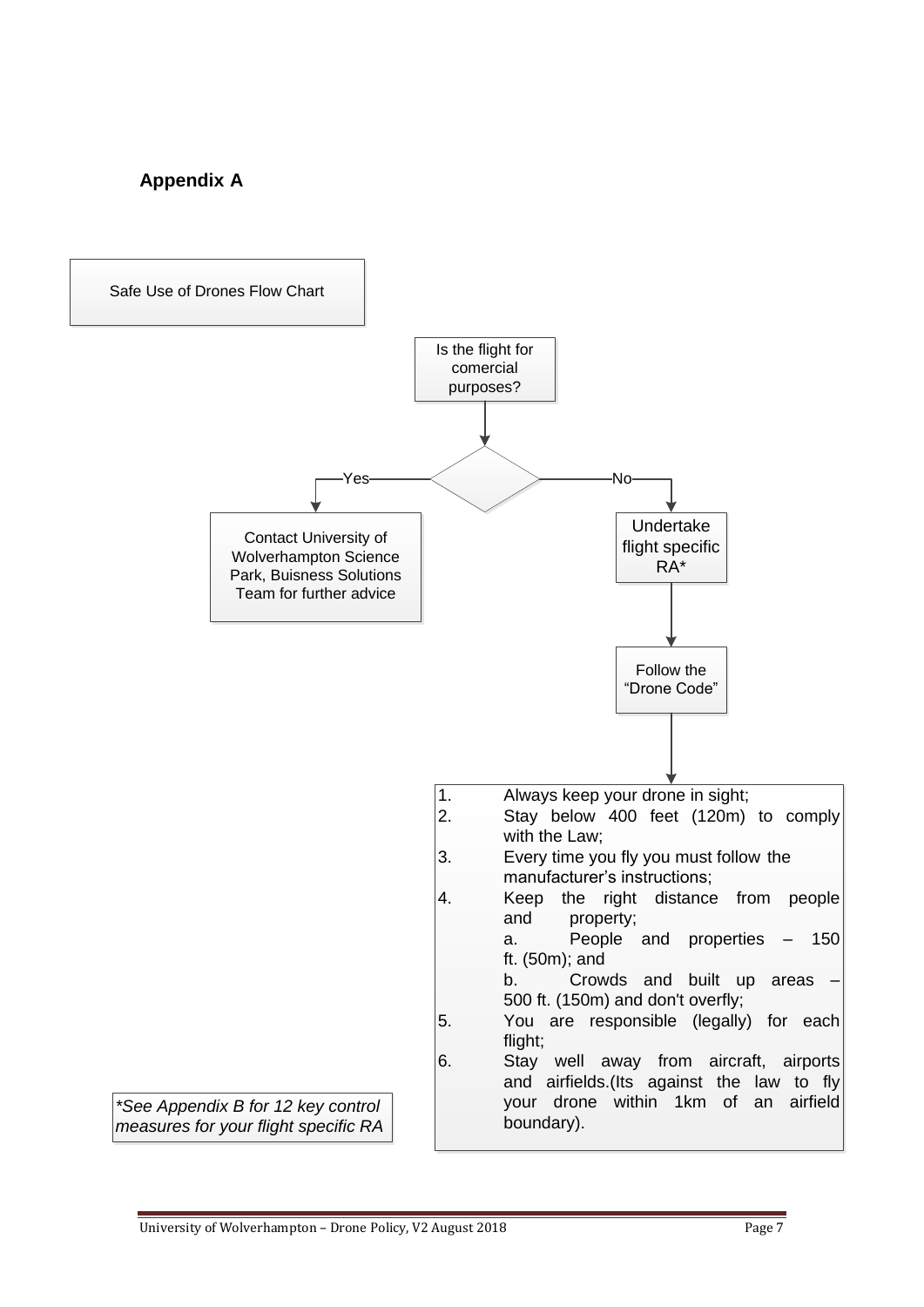## Appendix A

Safe Use of Drones Flow Chart

Is the flight for comercial purposes?

Yes → Contact University of Wolverhampton Science Park, Buisness Solutions Team for further advice

No → Undertake flight specific RA* → Follow the "Drone Code"

1. Always keep your drone in sight;
2. Stay below 400 feet (120m) to comply with the Law;
3. Every time you fly you must follow the manufacturer's instructions;
4. Keep the right distance from people and property;
   a. People and properties – 150 ft. (50m); and
   b. Crowds and built up areas – 500 ft. (150m) and don't overfly;
5. You are responsible (legally) for each flight;
6. Stay well away from aircraft, airports and airfields.(Its against the law to fly your drone within 1km of an airfield boundary).

*\*See Appendix B for 12 key control measures for your flight specific RA*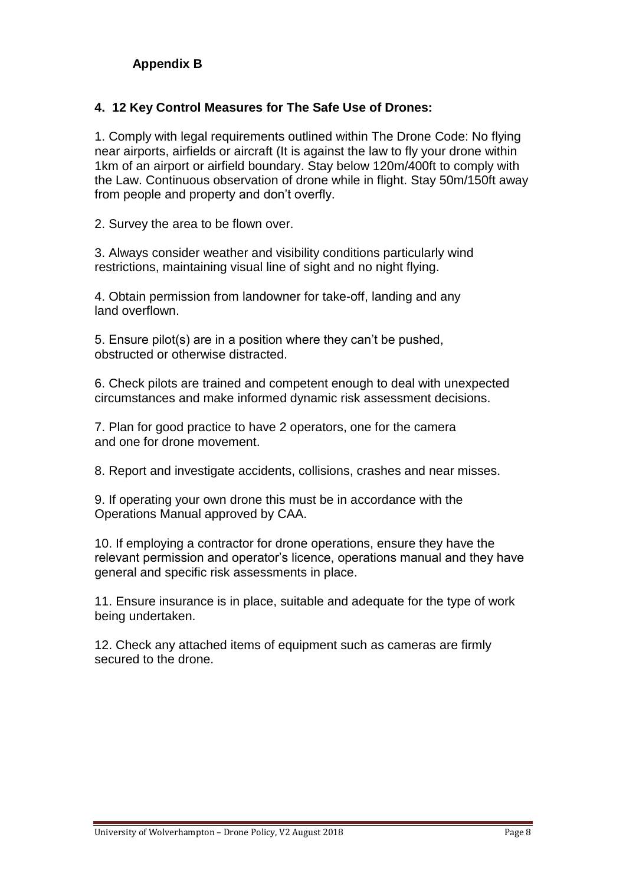**Appendix B**

**4. 12 Key Control Measures for The Safe Use of Drones:**

1. Comply with legal requirements outlined within The Drone Code: No flying near airports, airfields or aircraft (It is against the law to fly your drone within 1km of an airport or airfield boundary. Stay below 120m/400ft to comply with the Law. Continuous observation of drone while in flight. Stay 50m/150ft away from people and property and don't overfly.

2. Survey the area to be flown over.

3. Always consider weather and visibility conditions particularly wind restrictions, maintaining visual line of sight and no night flying.

4. Obtain permission from landowner for take-off, landing and any land overflown.

5. Ensure pilot(s) are in a position where they can't be pushed, obstructed or otherwise distracted.

6. Check pilots are trained and competent enough to deal with unexpected circumstances and make informed dynamic risk assessment decisions.

7. Plan for good practice to have 2 operators, one for the camera and one for drone movement.

8. Report and investigate accidents, collisions, crashes and near misses.

9. If operating your own drone this must be in accordance with the Operations Manual approved by CAA.

10. If employing a contractor for drone operations, ensure they have the relevant permission and operator's licence, operations manual and they have general and specific risk assessments in place.

11. Ensure insurance is in place, suitable and adequate for the type of work being undertaken.

12. Check any attached items of equipment such as cameras are firmly secured to the drone.